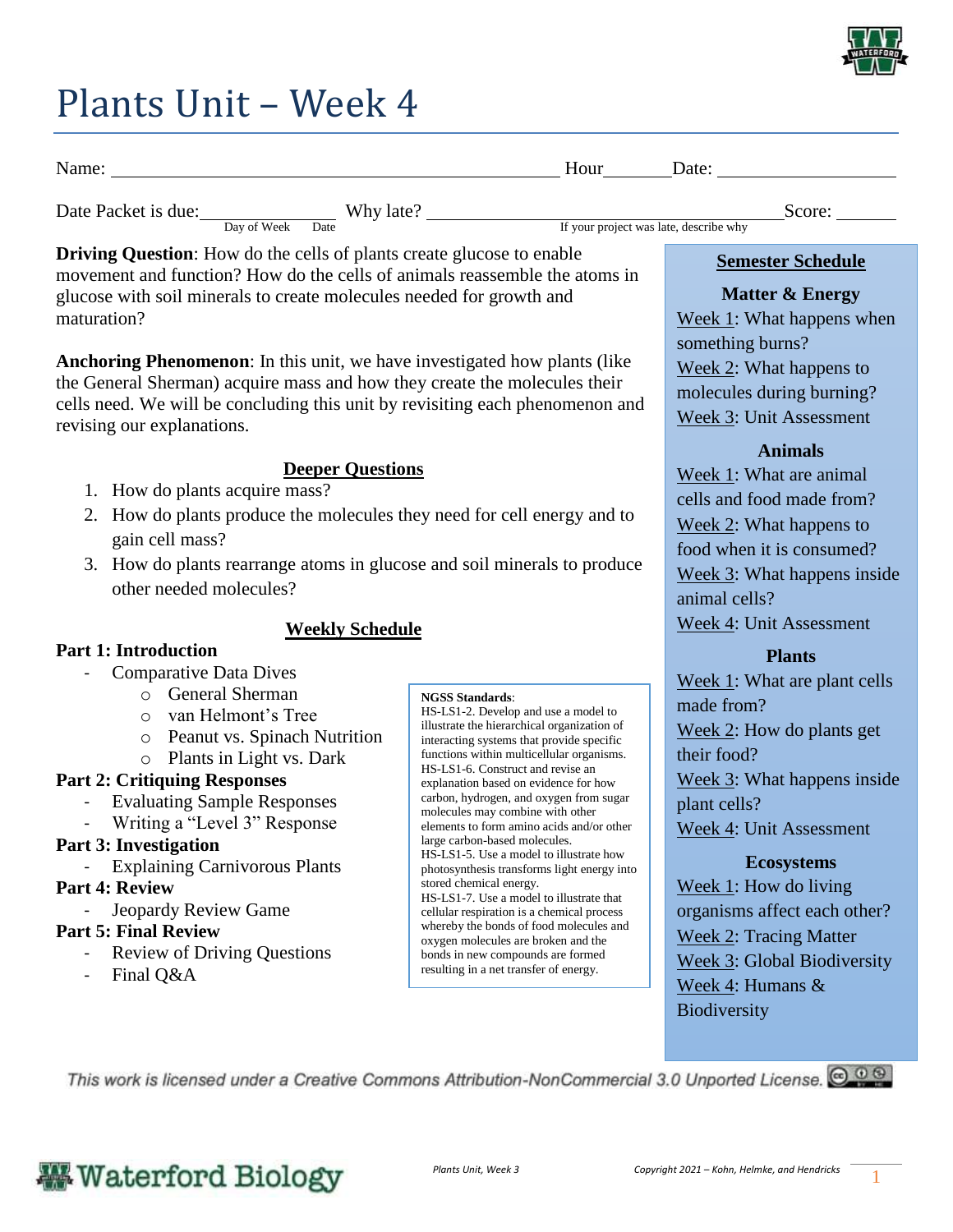# Plants Unit – Week 4

Name: ______________________________ Hour_______ Date: ________________

Date Packet is due: ______________ (Day of Week, Date) Why late? ______________________________ (If your project was late, describe why) Score: _______

**Driving Question**: How do the cells of plants create glucose to enable movement and function? How do the cells of animals reassemble the atoms in glucose with soil minerals to create molecules needed for growth and maturation?

**Anchoring Phenomenon**: In this unit, we have investigated how plants (like the General Sherman) acquire mass and how they create the molecules their cells need. We will be concluding this unit by revisiting each phenomenon and revising our explanations.

## Deeper Questions

1. How do plants acquire mass?
2. How do plants produce the molecules they need for cell energy and to gain cell mass?
3. How do plants rearrange atoms in glucose and soil minerals to produce other needed molecules?

## Weekly Schedule

**Part 1: Introduction**
- Comparative Data Dives
  - General Sherman
  - van Helmont's Tree
  - Peanut vs. Spinach Nutrition
  - Plants in Light vs. Dark

**Part 2: Critiquing Responses**
- Evaluating Sample Responses
- Writing a "Level 3" Response

**Part 3: Investigation**
- Explaining Carnivorous Plants

**Part 4: Review**
- Jeopardy Review Game

**Part 5: Final Review**
- Review of Driving Questions
- Final Q&A

**NGSS Standards**:
HS-LS1-2. Develop and use a model to illustrate the hierarchical organization of interacting systems that provide specific functions within multicellular organisms.
HS-LS1-6. Construct and revise an explanation based on evidence for how carbon, hydrogen, and oxygen from sugar molecules may combine with other elements to form amino acids and/or other large carbon-based molecules.
HS-LS1-5. Use a model to illustrate how photosynthesis transforms light energy into stored chemical energy.
HS-LS1-7. Use a model to illustrate that cellular respiration is a chemical process whereby the bonds of food molecules and oxygen molecules are broken and the bonds in new compounds are formed resulting in a net transfer of energy.

## Semester Schedule

**Matter & Energy**
- Week 1: What happens when something burns?
- Week 2: What happens to molecules during burning?
- Week 3: Unit Assessment

**Animals**
- Week 1: What are animal cells and food made from?
- Week 2: What happens to food when it is consumed?
- Week 3: What happens inside animal cells?
- Week 4: Unit Assessment

**Plants**
- Week 1: What are plant cells made from?
- Week 2: How do plants get their food?
- Week 3: What happens inside plant cells?
- Week 4: Unit Assessment

**Ecosystems**
- Week 1: How do living organisms affect each other?
- Week 2: Tracing Matter
- Week 3: Global Biodiversity
- Week 4: Humans & Biodiversity

This work is licensed under a Creative Commons Attribution-NonCommercial 3.0 Unported License.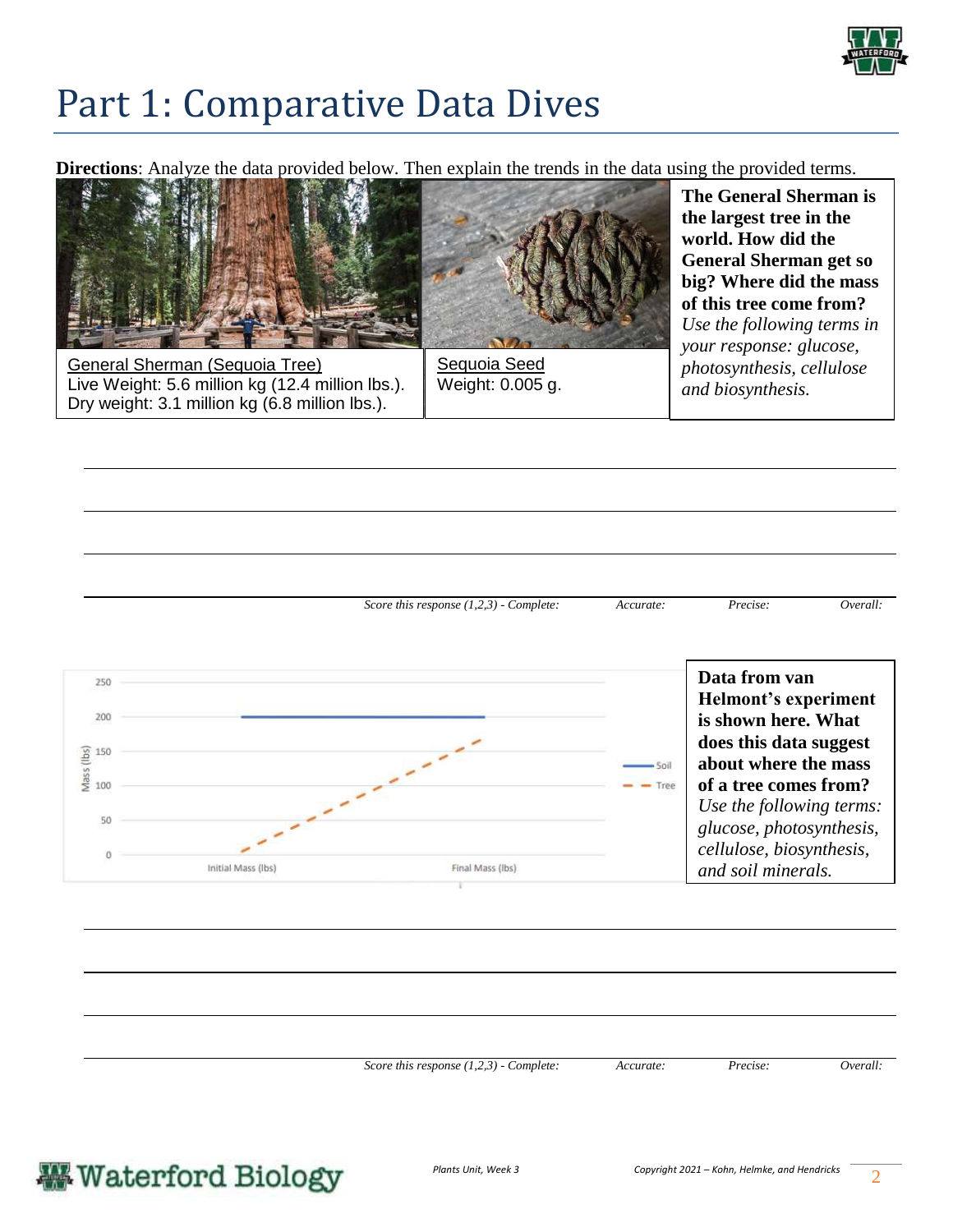# Part 1: Comparative Data Dives

**Directions**: Analyze the data provided below. Then explain the trends in the data using the provided terms.

| General Sherman (Sequoia Tree) | Sequoia Seed | |
|---|---|---|
| Live Weight: 5.6 million kg (12.4 million lbs.).<br>Dry weight: 3.1 million kg (6.8 million lbs.). | Weight: 0.005 g. | **The General Sherman is the largest tree in the world. How did the General Sherman get so big? Where did the mass of this tree come from?** *Use the following terms in your response: glucose, photosynthesis, cellulose and biosynthesis.* |

______________________________________________________________________________

______________________________________________________________________________

______________________________________________________________________________

______________________________________________________________________________

*Score this response (1,2,3) - Complete: Accurate: Precise: Overall:*

Mass (lbs)

250
200
150
100
50
0

Initial Mass (lbs) — Final Mass (lbs)

Soil
Tree

**Data from van Helmont's experiment is shown here. What does this data suggest about where the mass of a tree comes from?** *Use the following terms: glucose, photosynthesis, cellulose, biosynthesis, and soil minerals.*

______________________________________________________________________________

______________________________________________________________________________

______________________________________________________________________________

______________________________________________________________________________

*Score this response (1,2,3) - Complete: Accurate: Precise: Overall:*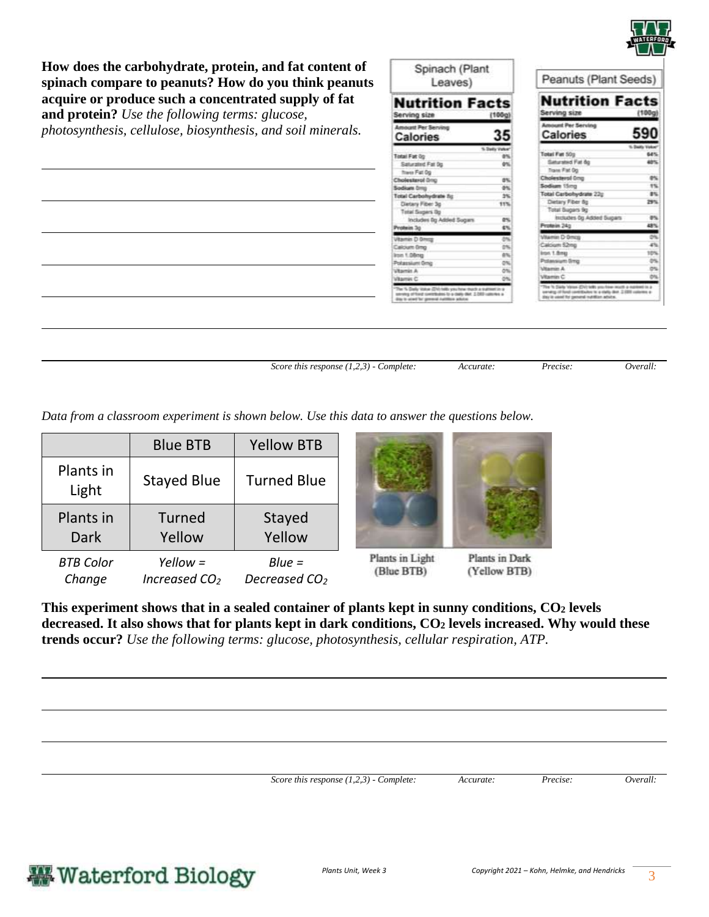**How does the carbohydrate, protein, and fat content of spinach compare to peanuts? How do you think peanuts acquire or produce such a concentrated supply of fat and protein?** *Use the following terms: glucose, photosynthesis, cellulose, biosynthesis, and soil minerals.*

**Spinach (Plant Leaves)**

**Nutrition Facts**

| | |
|---|---|
| Serving size | (100g) |
| Amount Per Serving | |
| **Calories** | **35** |
| | % Daily Value* |
| Total Fat 0g | 0% |
| Saturated Fat 0g | 0% |
| Trans Fat 0g | |
| Cholesterol 0mg | 0% |
| Sodium 0mg | 0% |
| Total Carbohydrate 8g | 3% |
| Dietary Fiber 3g | 11% |
| Total Sugars 0g | |
| Includes 0g Added Sugars | 0% |
| Protein 3g | 6% |
| Vitamin D 0mcg | 0% |
| Calcium 0mg | 0% |
| Iron 1.08mg | 6% |
| Potassium 0mg | 0% |
| Vitamin A | 0% |
| Vitamin C | 0% |

*The % Daily Value (DV) tells you how much a nutrient in a serving of food contributes to a daily diet. 2,000 calories a day is used for general nutrition advice.

**Peanuts (Plant Seeds)**

**Nutrition Facts**

| | |
|---|---|
| Serving size | (100g) |
| Amount Per Serving | |
| **Calories** | **590** |
| | % Daily Value* |
| Total Fat 50g | 64% |
| Saturated Fat 8g | 40% |
| Trans Fat 0g | |
| Cholesterol 0mg | 0% |
| Sodium 15mg | 1% |
| Total Carbohydrate 22g | 8% |
| Dietary Fiber 8g | 29% |
| Total Sugars 9g | |
| Includes 0g Added Sugars | 0% |
| Protein 24g | 48% |
| Vitamin D 0mcg | 0% |
| Calcium 52mg | 4% |
| Iron 1.8mg | 10% |
| Potassium 0mg | 0% |
| Vitamin A | 0% |
| Vitamin C | 0% |

*The % Daily Value (DV) tells you how much a nutrient in a serving of food contributes to a daily diet. 2,000 calories a day is used for general nutrition advice.

_______________________________________________

_______________________________________________

_______________________________________________

_______________________________________________

_______________________________________________

_______________________________________________

_______________________________________________

*Score this response (1,2,3) - Complete: Accurate: Precise: Overall:*

*Data from a classroom experiment is shown below. Use this data to answer the questions below.*

| | Blue BTB | Yellow BTB |
|---|---|---|
| Plants in Light | Stayed Blue | Turned Blue |
| Plants in Dark | Turned Yellow | Stayed Yellow |
| *BTB Color Change* | *Yellow = Increased $CO_2$* | *Blue = Decreased $CO_2$* |

Plants in Light (Blue BTB)

Plants in Dark (Yellow BTB)

**This experiment shows that in a sealed container of plants kept in sunny conditions, $CO_2$ levels decreased. It also shows that for plants kept in dark conditions, $CO_2$ levels increased. Why would these trends occur?** *Use the following terms: glucose, photosynthesis, cellular respiration, ATP.*

_______________________________________________

_______________________________________________

_______________________________________________

_______________________________________________

*Score this response (1,2,3) - Complete: Accurate: Precise: Overall:*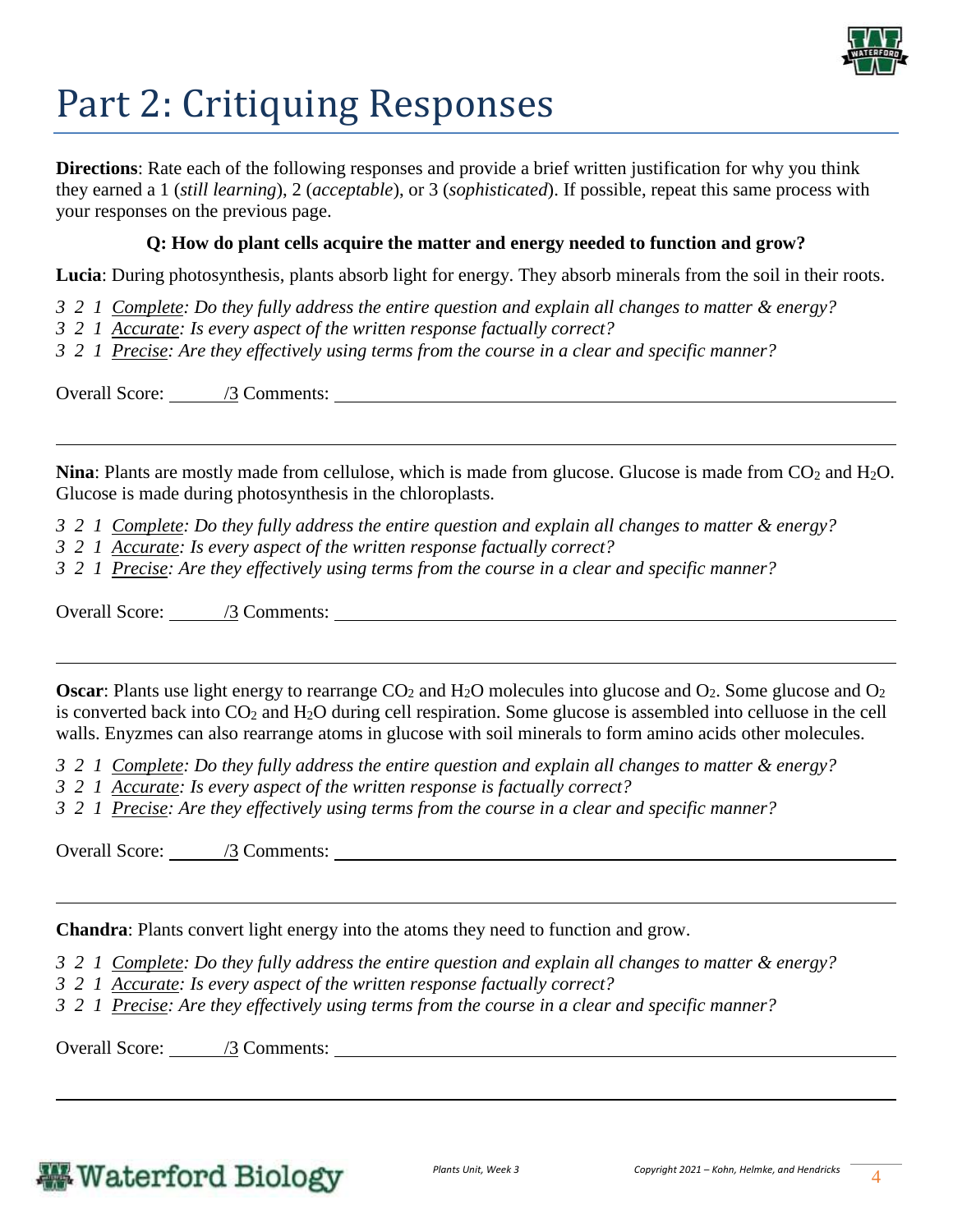# Part 2: Critiquing Responses

**Directions**: Rate each of the following responses and provide a brief written justification for why you think they earned a 1 (*still learning*), 2 (*acceptable*), or 3 (*sophisticated*). If possible, repeat this same process with your responses on the previous page.

**Q: How do plant cells acquire the matter and energy needed to function and grow?**

**Lucia**: During photosynthesis, plants absorb light for energy. They absorb minerals from the soil in their roots.

*3 2 1 Complete: Do they fully address the entire question and explain all changes to matter & energy?*
*3 2 1 Accurate: Is every aspect of the written response factually correct?*
*3 2 1 Precise: Are they effectively using terms from the course in a clear and specific manner?*

Overall Score: ______/3 Comments: ____________________________________________

____________________________________________________________________________

**Nina**: Plants are mostly made from cellulose, which is made from glucose. Glucose is made from $CO_2$ and $H_2O$. Glucose is made during photosynthesis in the chloroplasts.

*3 2 1 Complete: Do they fully address the entire question and explain all changes to matter & energy?*
*3 2 1 Accurate: Is every aspect of the written response factually correct?*
*3 2 1 Precise: Are they effectively using terms from the course in a clear and specific manner?*

Overall Score: ______/3 Comments: ____________________________________________

____________________________________________________________________________

**Oscar**: Plants use light energy to rearrange $CO_2$ and $H_2O$ molecules into glucose and $O_2$. Some glucose and $O_2$ is converted back into $CO_2$ and $H_2O$ during cell respiration. Some glucose is assembled into celluose in the cell walls. Enyzmes can also rearrange atoms in glucose with soil minerals to form amino acids other molecules.

*3 2 1 Complete: Do they fully address the entire question and explain all changes to matter & energy?*
*3 2 1 Accurate: Is every aspect of the written response is factually correct?*
*3 2 1 Precise: Are they effectively using terms from the course in a clear and specific manner?*

Overall Score: ______/3 Comments: ____________________________________________

____________________________________________________________________________

**Chandra**: Plants convert light energy into the atoms they need to function and grow.

*3 2 1 Complete: Do they fully address the entire question and explain all changes to matter & energy?*
*3 2 1 Accurate: Is every aspect of the written response factually correct?*
*3 2 1 Precise: Are they effectively using terms from the course in a clear and specific manner?*

Overall Score: ______/3 Comments: ____________________________________________

____________________________________________________________________________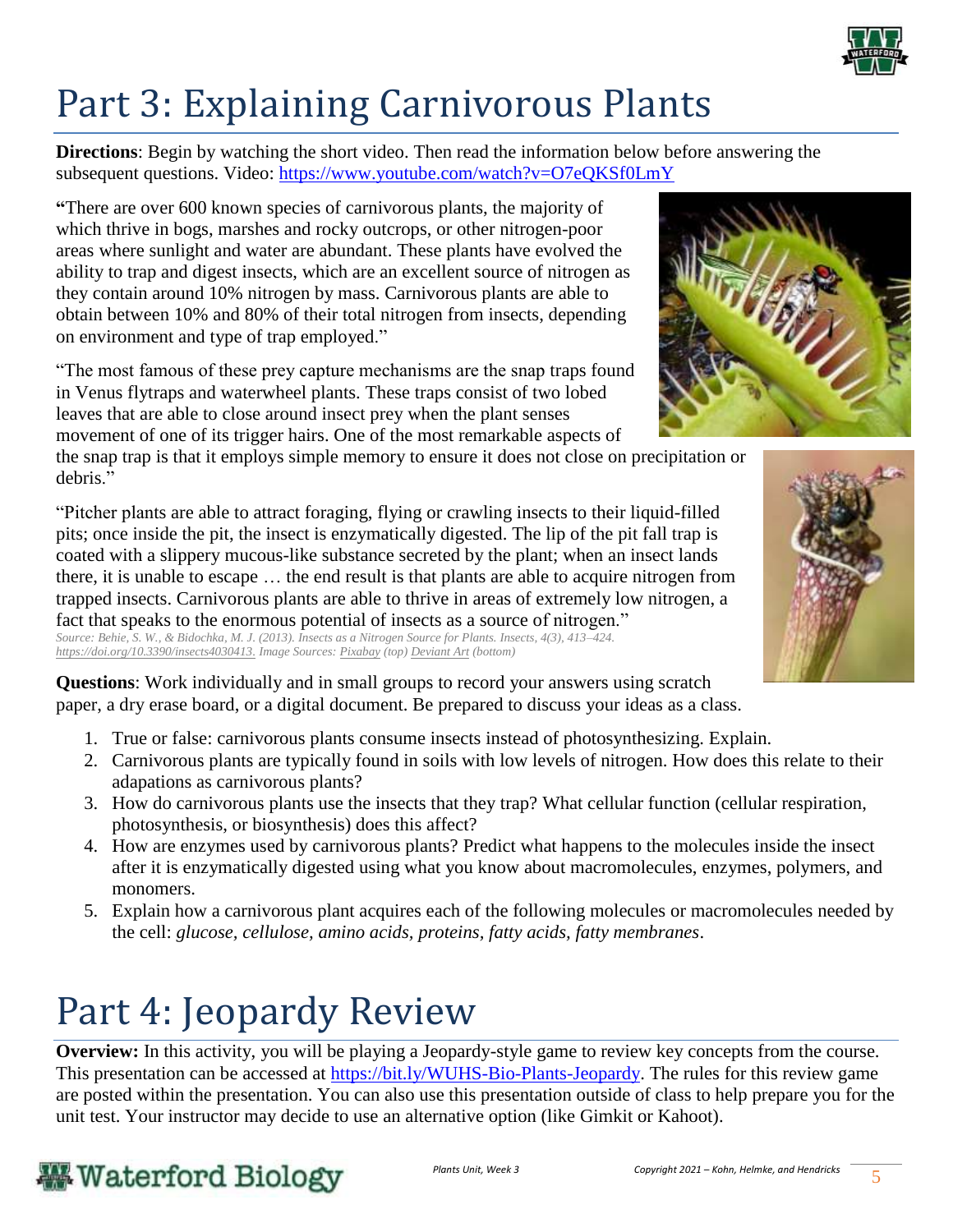# Part 3: Explaining Carnivorous Plants

**Directions**: Begin by watching the short video. Then read the information below before answering the subsequent questions. Video: https://www.youtube.com/watch?v=O7eQKSf0LmY

**"**There are over 600 known species of carnivorous plants, the majority of which thrive in bogs, marshes and rocky outcrops, or other nitrogen-poor areas where sunlight and water are abundant. These plants have evolved the ability to trap and digest insects, which are an excellent source of nitrogen as they contain around 10% nitrogen by mass. Carnivorous plants are able to obtain between 10% and 80% of their total nitrogen from insects, depending on environment and type of trap employed."

"The most famous of these prey capture mechanisms are the snap traps found in Venus flytraps and waterwheel plants. These traps consist of two lobed leaves that are able to close around insect prey when the plant senses movement of one of its trigger hairs. One of the most remarkable aspects of the snap trap is that it employs simple memory to ensure it does not close on precipitation or debris."

"Pitcher plants are able to attract foraging, flying or crawling insects to their liquid-filled pits; once inside the pit, the insect is enzymatically digested. The lip of the pit fall trap is coated with a slippery mucous-like substance secreted by the plant; when an insect lands there, it is unable to escape … the end result is that plants are able to acquire nitrogen from trapped insects. Carnivorous plants are able to thrive in areas of extremely low nitrogen, a fact that speaks to the enormous potential of insects as a source of nitrogen."

*Source: Behie, S. W., & Bidochka, M. J. (2013). Insects as a Nitrogen Source for Plants. Insects, 4(3), 413–424. https://doi.org/10.3390/insects4030413. Image Sources: Pixabay (top) Deviant Art (bottom)*

**Questions**: Work individually and in small groups to record your answers using scratch paper, a dry erase board, or a digital document. Be prepared to discuss your ideas as a class.

1. True or false: carnivorous plants consume insects instead of photosynthesizing. Explain.
2. Carnivorous plants are typically found in soils with low levels of nitrogen. How does this relate to their adapations as carnivorous plants?
3. How do carnivorous plants use the insects that they trap? What cellular function (cellular respiration, photosynthesis, or biosynthesis) does this affect?
4. How are enzymes used by carnivorous plants? Predict what happens to the molecules inside the insect after it is enzymatically digested using what you know about macromolecules, enzymes, polymers, and monomers.
5. Explain how a carnivorous plant acquires each of the following molecules or macromolecules needed by the cell: *glucose, cellulose, amino acids, proteins, fatty acids, fatty membranes*.

# Part 4: Jeopardy Review

**Overview:** In this activity, you will be playing a Jeopardy-style game to review key concepts from the course. This presentation can be accessed at https://bit.ly/WUHS-Bio-Plants-Jeopardy. The rules for this review game are posted within the presentation. You can also use this presentation outside of class to help prepare you for the unit test. Your instructor may decide to use an alternative option (like Gimkit or Kahoot).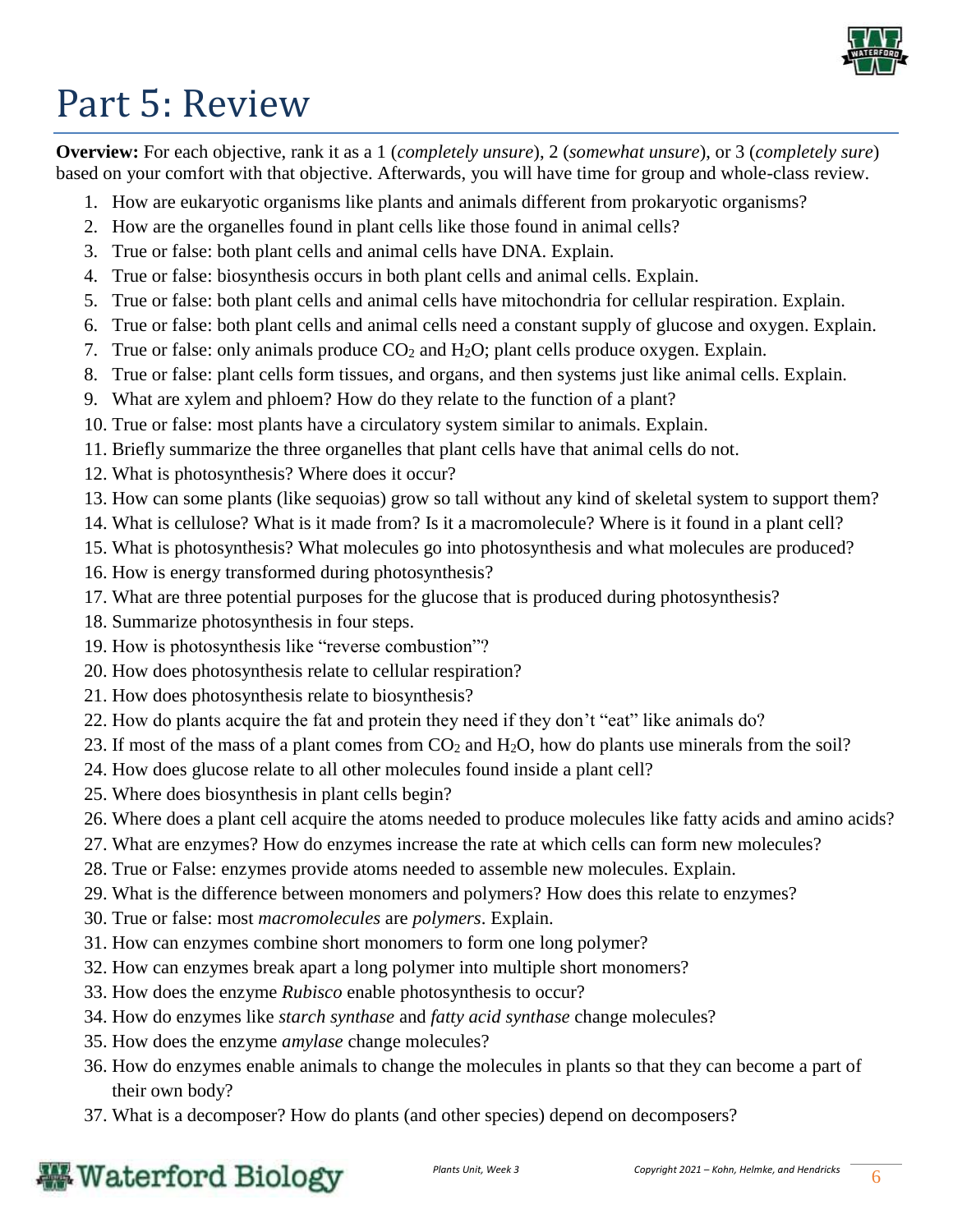# Part 5: Review

**Overview:** For each objective, rank it as a 1 (*completely unsure*), 2 (*somewhat unsure*), or 3 (*completely sure*) based on your comfort with that objective. Afterwards, you will have time for group and whole-class review.

1. How are eukaryotic organisms like plants and animals different from prokaryotic organisms?
2. How are the organelles found in plant cells like those found in animal cells?
3. True or false: both plant cells and animal cells have DNA. Explain.
4. True or false: biosynthesis occurs in both plant cells and animal cells. Explain.
5. True or false: both plant cells and animal cells have mitochondria for cellular respiration. Explain.
6. True or false: both plant cells and animal cells need a constant supply of glucose and oxygen. Explain.
7. True or false: only animals produce $CO_2$ and $H_2O$; plant cells produce oxygen. Explain.
8. True or false: plant cells form tissues, and organs, and then systems just like animal cells. Explain.
9. What are xylem and phloem? How do they relate to the function of a plant?
10. True or false: most plants have a circulatory system similar to animals. Explain.
11. Briefly summarize the three organelles that plant cells have that animal cells do not.
12. What is photosynthesis? Where does it occur?
13. How can some plants (like sequoias) grow so tall without any kind of skeletal system to support them?
14. What is cellulose? What is it made from? Is it a macromolecule? Where is it found in a plant cell?
15. What is photosynthesis? What molecules go into photosynthesis and what molecules are produced?
16. How is energy transformed during photosynthesis?
17. What are three potential purposes for the glucose that is produced during photosynthesis?
18. Summarize photosynthesis in four steps.
19. How is photosynthesis like "reverse combustion"?
20. How does photosynthesis relate to cellular respiration?
21. How does photosynthesis relate to biosynthesis?
22. How do plants acquire the fat and protein they need if they don't "eat" like animals do?
23. If most of the mass of a plant comes from $CO_2$ and $H_2O$, how do plants use minerals from the soil?
24. How does glucose relate to all other molecules found inside a plant cell?
25. Where does biosynthesis in plant cells begin?
26. Where does a plant cell acquire the atoms needed to produce molecules like fatty acids and amino acids?
27. What are enzymes? How do enzymes increase the rate at which cells can form new molecules?
28. True or False: enzymes provide atoms needed to assemble new molecules. Explain.
29. What is the difference between monomers and polymers? How does this relate to enzymes?
30. True or false: most *macromolecules* are *polymers*. Explain.
31. How can enzymes combine short monomers to form one long polymer?
32. How can enzymes break apart a long polymer into multiple short monomers?
33. How does the enzyme *Rubisco* enable photosynthesis to occur?
34. How do enzymes like *starch synthase* and *fatty acid synthase* change molecules?
35. How does the enzyme *amylase* change molecules?
36. How do enzymes enable animals to change the molecules in plants so that they can become a part of their own body?
37. What is a decomposer? How do plants (and other species) depend on decomposers?